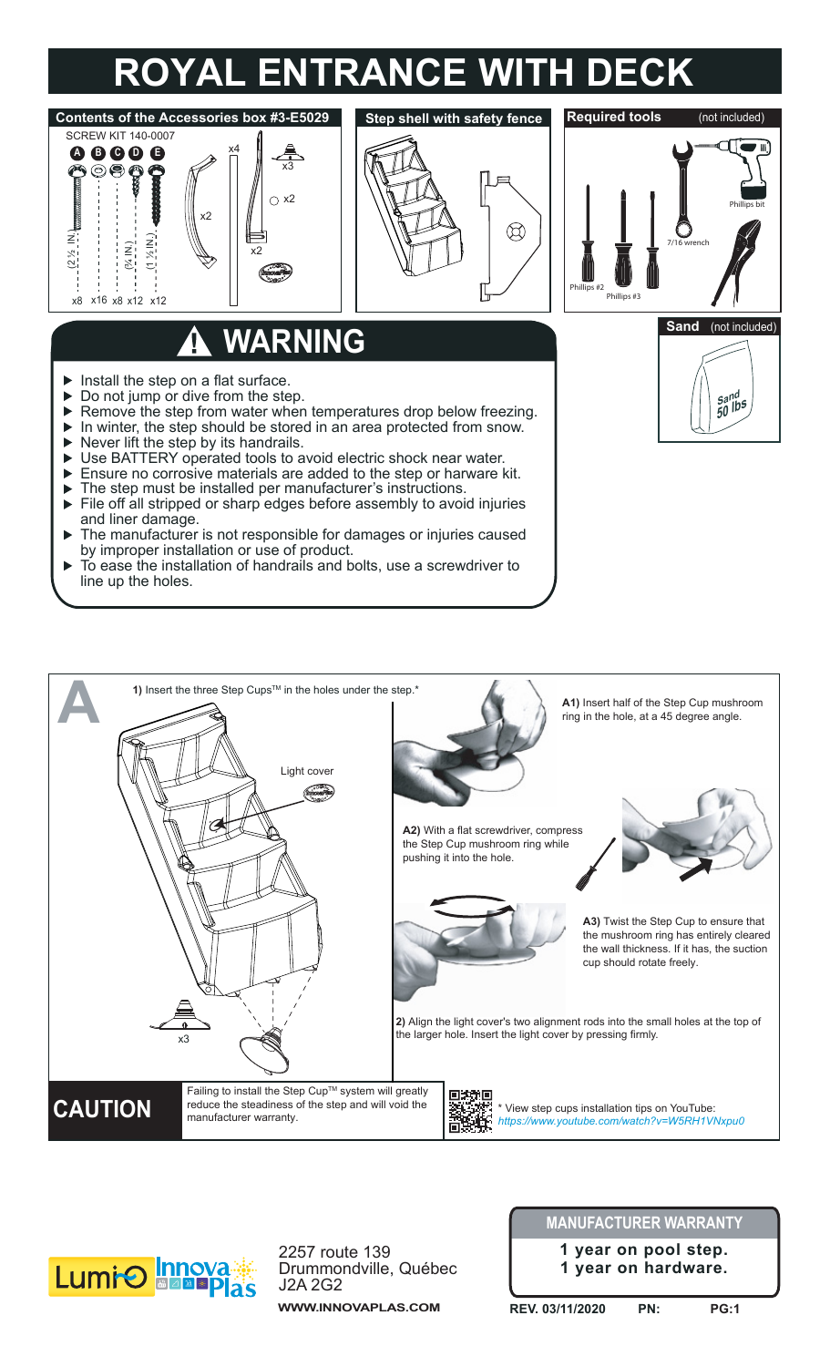# ROYAL ENTRANCE WITH DECK

## Contents of the Accessories box #3-E5029

SCREW KIT 140-0007

A B C D E

(2 ½ IN.) (¾ IN.) (1 ½ IN.)

x8 x16 x8 x12 x12

x2 x4 x3 x2 x2

## Step shell with safety fence

## Required tools (not included)

Phillips bit

7/16 wrench

Phillips #2

Phillips #3

## Sand (not included)

Sand 50 lbs

## ⚠ WARNING

- Install the step on a flat surface.
- Do not jump or dive from the step.
- Remove the step from water when temperatures drop below freezing.
- In winter, the step should be stored in an area protected from snow.
- Never lift the step by its handrails.
- Use BATTERY operated tools to avoid electric shock near water.
- Ensure no corrosive materials are added to the step or harware kit.
- The step must be installed per manufacturer's instructions.
- File off all stripped or sharp edges before assembly to avoid injuries and liner damage.
- The manufacturer is not responsible for damages or injuries caused by improper installation or use of product.
- To ease the installation of handrails and bolts, use a screwdriver to line up the holes.

## A

**1)** Insert the three Step Cups™ in the holes under the step.*

Light cover

x3

**A1)** Insert half of the Step Cup mushroom ring in the hole, at a 45 degree angle.

**A2)** With a flat screwdriver, compress the Step Cup mushroom ring while pushing it into the hole.

**A3)** Twist the Step Cup to ensure that the mushroom ring has entirely cleared the wall thickness. If it has, the suction cup should rotate freely.

**2)** Align the light cover's two alignment rods into the small holes at the top of the larger hole. Insert the light cover by pressing firmly.

**CAUTION** Failing to install the Step Cup™ system will greatly reduce the steadiness of the step and will void the manufacturer warranty.

\* View step cups installation tips on YouTube: *https://www.youtube.com/watch?v=W5RH1VNxpu0*

2257 route 139
Drummondville, Québec
J2A 2G2

**WWW.INNOVAPLAS.COM**

**MANUFACTURER WARRANTY**

**1 year on pool step.**
**1 year on hardware.**

REV. 03/11/2020 PN: PG:1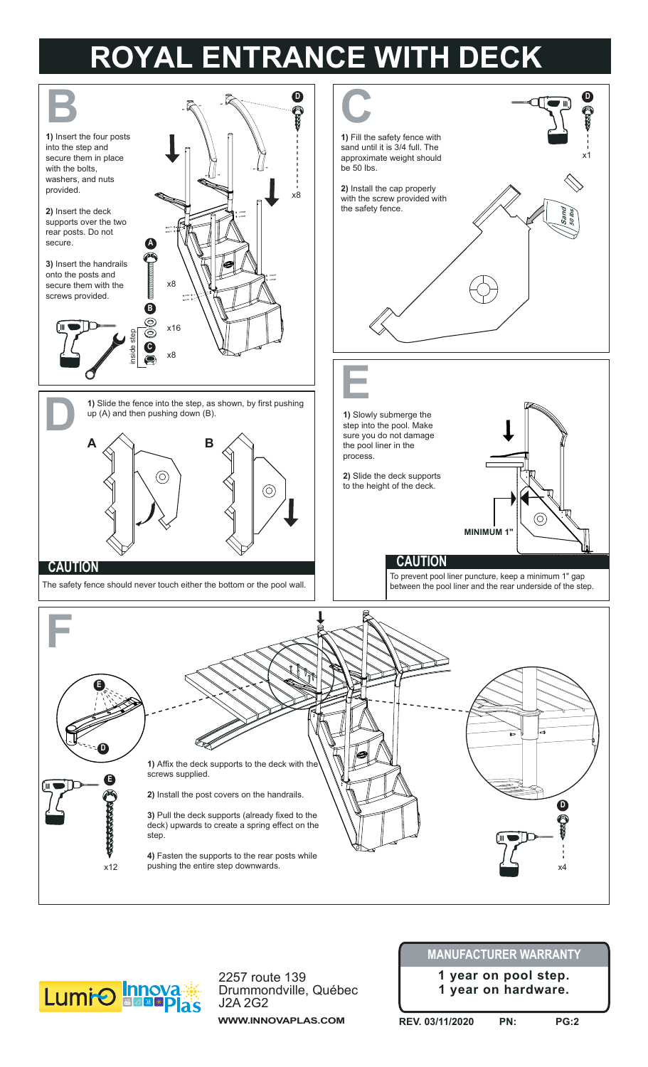# ROYAL ENTRANCE WITH DECK

## B

**1)** Insert the four posts into the step and secure them in place with the bolts, washers, and nuts provided.

**2)** Insert the deck supports over the two rear posts. Do not secure.

**3)** Insert the handrails onto the posts and secure them with the screws provided.

D x8

A x8

B x16

C x8

inside step

## C

**1)** Fill the safety fence with sand until it is 3/4 full. The approximate weight should be 50 lbs.

**2)** Install the cap properly with the screw provided with the safety fence.

D x1

Sand 50 lbs

## D

**1)** Slide the fence into the step, as shown, by first pushing up (A) and then pushing down (B).

A

B

### CAUTION

The safety fence should never touch either the bottom or the pool wall.

## E

**1)** Slowly submerge the step into the pool. Make sure you do not damage the pool liner in the process.

**2)** Slide the deck supports to the height of the deck.

MINIMUM 1"

### CAUTION

To prevent pool liner puncture, keep a minimum 1" gap between the pool liner and the rear underside of the step.

## F

**1)** Affix the deck supports to the deck with the screws supplied.

**2)** Install the post covers on the handrails.

**3)** Pull the deck supports (already fixed to the deck) upwards to create a spring effect on the step.

**4)** Fasten the supports to the rear posts while pushing the entire step downwards.

E x12

D x4

Lumi-O Innova Plas

2257 route 139
Drummondville, Québec
J2A 2G2

WWW.INNOVAPLAS.COM

### MANUFACTURER WARRANTY

**1 year on pool step.**
**1 year on hardware.**

REV. 03/11/2020 PN: